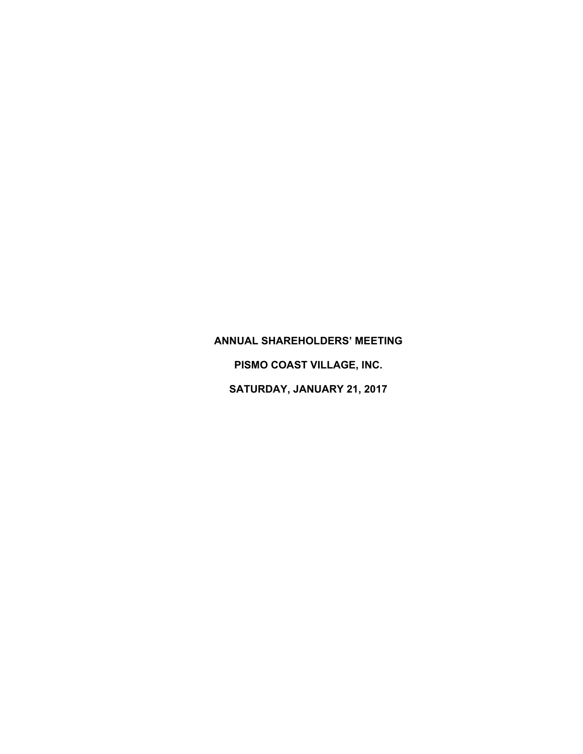# ANNUAL SHAREHOLDERS' MEETING

# PISMO COAST VILLAGE, INC.

# SATURDAY, JANUARY 21, 2017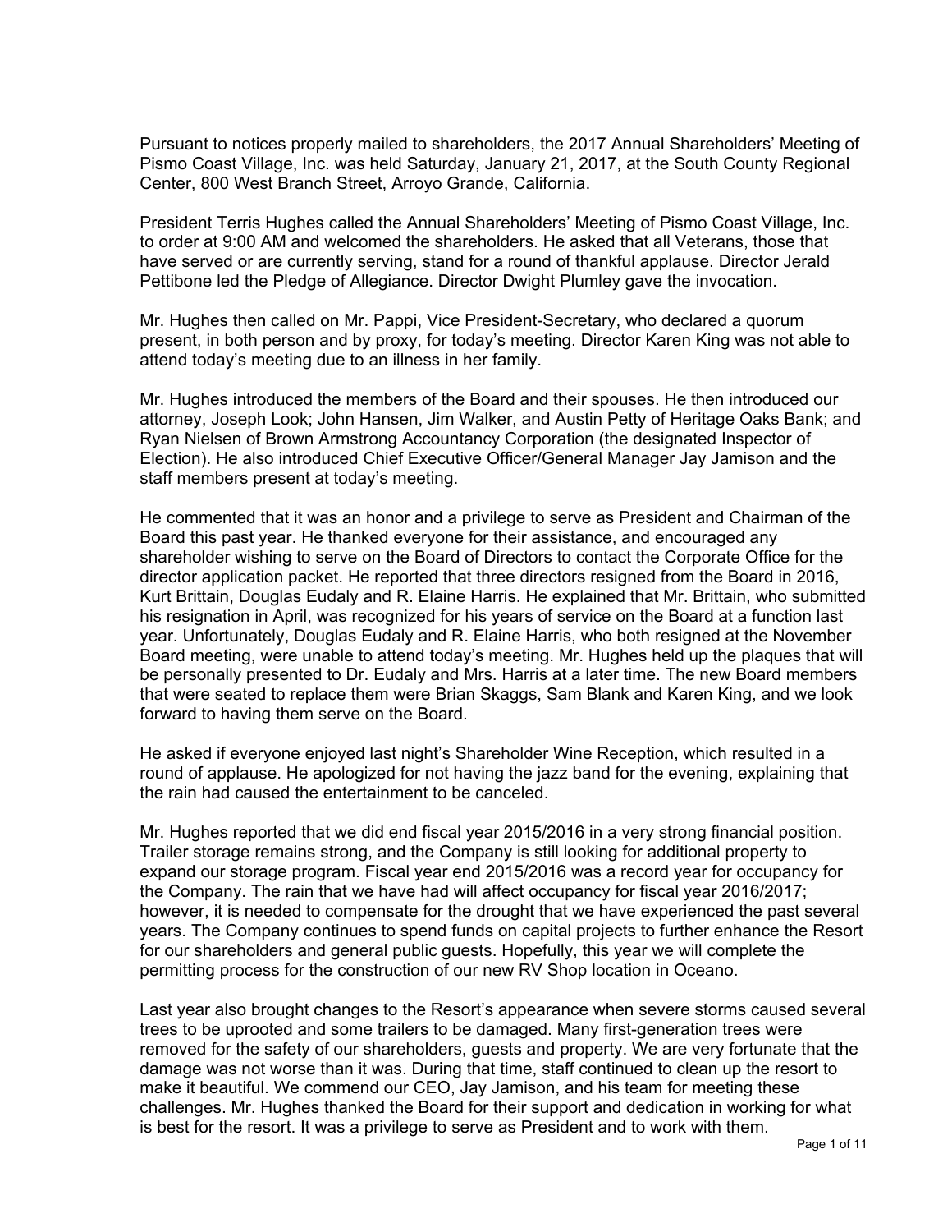Pursuant to notices properly mailed to shareholders, the 2017 Annual Shareholders' Meeting of Pismo Coast Village, Inc. was held Saturday, January 21, 2017, at the South County Regional Center, 800 West Branch Street, Arroyo Grande, California.

President Terris Hughes called the Annual Shareholders' Meeting of Pismo Coast Village, Inc. to order at 9:00 AM and welcomed the shareholders. He asked that all Veterans, those that have served or are currently serving, stand for a round of thankful applause. Director Jerald Pettibone led the Pledge of Allegiance. Director Dwight Plumley gave the invocation.

Mr. Hughes then called on Mr. Pappi, Vice President-Secretary, who declared a quorum present, in both person and by proxy, for today's meeting. Director Karen King was not able to attend today's meeting due to an illness in her family.

Mr. Hughes introduced the members of the Board and their spouses. He then introduced our attorney, Joseph Look; John Hansen, Jim Walker, and Austin Petty of Heritage Oaks Bank; and Ryan Nielsen of Brown Armstrong Accountancy Corporation (the designated Inspector of Election). He also introduced Chief Executive Officer/General Manager Jay Jamison and the staff members present at today's meeting.

He commented that it was an honor and a privilege to serve as President and Chairman of the Board this past year. He thanked everyone for their assistance, and encouraged any shareholder wishing to serve on the Board of Directors to contact the Corporate Office for the director application packet. He reported that three directors resigned from the Board in 2016, Kurt Brittain, Douglas Eudaly and R. Elaine Harris. He explained that Mr. Brittain, who submitted his resignation in April, was recognized for his years of service on the Board at a function last year. Unfortunately, Douglas Eudaly and R. Elaine Harris, who both resigned at the November Board meeting, were unable to attend today's meeting. Mr. Hughes held up the plaques that will be personally presented to Dr. Eudaly and Mrs. Harris at a later time. The new Board members that were seated to replace them were Brian Skaggs, Sam Blank and Karen King, and we look forward to having them serve on the Board.

He asked if everyone enjoyed last night's Shareholder Wine Reception, which resulted in a round of applause. He apologized for not having the jazz band for the evening, explaining that the rain had caused the entertainment to be canceled.

Mr. Hughes reported that we did end fiscal year 2015/2016 in a very strong financial position. Trailer storage remains strong, and the Company is still looking for additional property to expand our storage program. Fiscal year end 2015/2016 was a record year for occupancy for the Company. The rain that we have had will affect occupancy for fiscal year 2016/2017; however, it is needed to compensate for the drought that we have experienced the past several years. The Company continues to spend funds on capital projects to further enhance the Resort for our shareholders and general public guests. Hopefully, this year we will complete the permitting process for the construction of our new RV Shop location in Oceano.

Last year also brought changes to the Resort's appearance when severe storms caused several trees to be uprooted and some trailers to be damaged. Many first-generation trees were removed for the safety of our shareholders, guests and property. We are very fortunate that the damage was not worse than it was. During that time, staff continued to clean up the resort to make it beautiful. We commend our CEO, Jay Jamison, and his team for meeting these challenges. Mr. Hughes thanked the Board for their support and dedication in working for what is best for the resort. It was a privilege to serve as President and to work with them.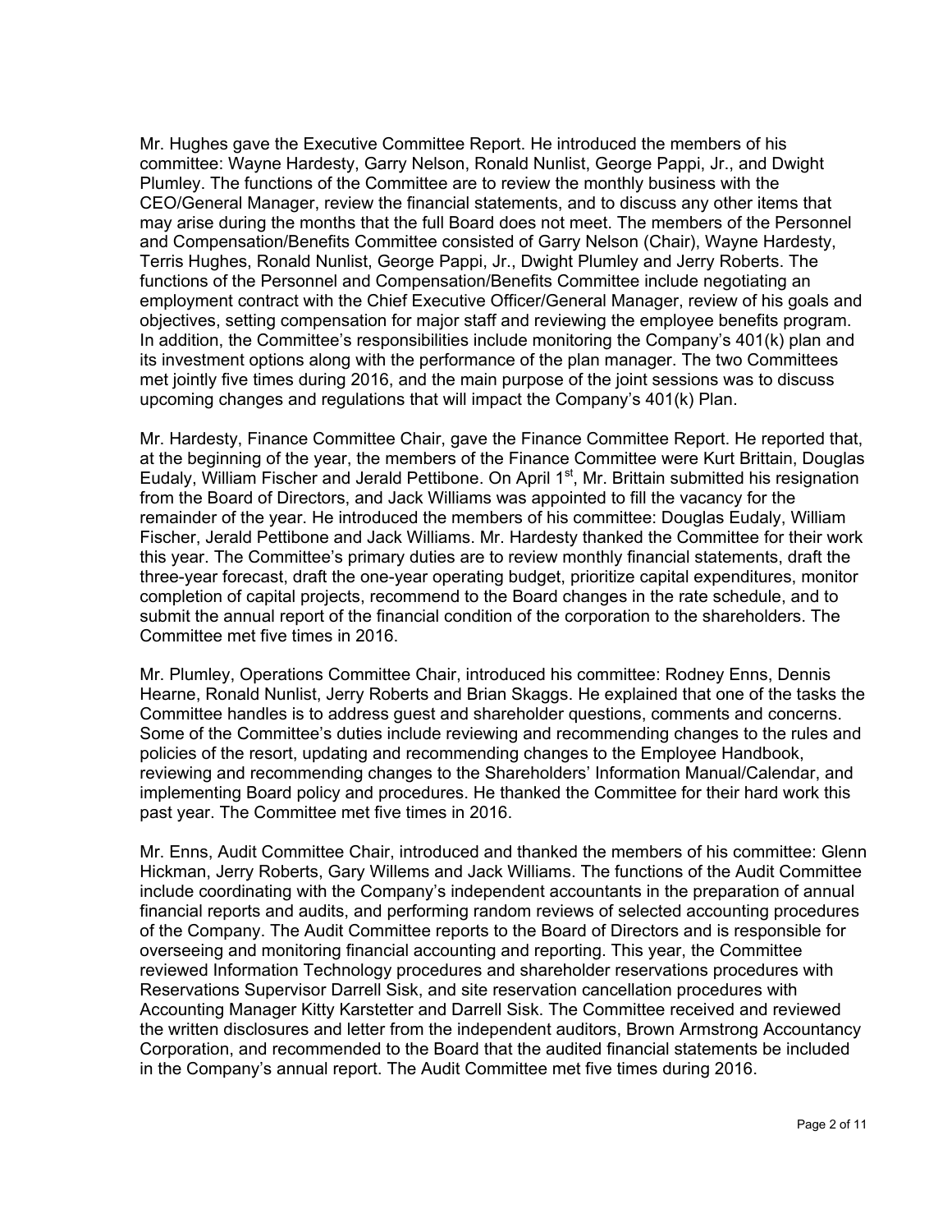Mr. Hughes gave the Executive Committee Report. He introduced the members of his committee: Wayne Hardesty, Garry Nelson, Ronald Nunlist, George Pappi, Jr., and Dwight Plumley. The functions of the Committee are to review the monthly business with the CEO/General Manager, review the financial statements, and to discuss any other items that may arise during the months that the full Board does not meet. The members of the Personnel and Compensation/Benefits Committee consisted of Garry Nelson (Chair), Wayne Hardesty, Terris Hughes, Ronald Nunlist, George Pappi, Jr., Dwight Plumley and Jerry Roberts. The functions of the Personnel and Compensation/Benefits Committee include negotiating an employment contract with the Chief Executive Officer/General Manager, review of his goals and objectives, setting compensation for major staff and reviewing the employee benefits program. In addition, the Committee's responsibilities include monitoring the Company's 401(k) plan and its investment options along with the performance of the plan manager. The two Committees met jointly five times during 2016, and the main purpose of the joint sessions was to discuss upcoming changes and regulations that will impact the Company's 401(k) Plan.

Mr. Hardesty, Finance Committee Chair, gave the Finance Committee Report. He reported that, at the beginning of the year, the members of the Finance Committee were Kurt Brittain, Douglas Eudaly, William Fischer and Jerald Pettibone. On April 1st, Mr. Brittain submitted his resignation from the Board of Directors, and Jack Williams was appointed to fill the vacancy for the remainder of the year. He introduced the members of his committee: Douglas Eudaly, William Fischer, Jerald Pettibone and Jack Williams. Mr. Hardesty thanked the Committee for their work this year. The Committee's primary duties are to review monthly financial statements, draft the three-year forecast, draft the one-year operating budget, prioritize capital expenditures, monitor completion of capital projects, recommend to the Board changes in the rate schedule, and to submit the annual report of the financial condition of the corporation to the shareholders. The Committee met five times in 2016.

Mr. Plumley, Operations Committee Chair, introduced his committee: Rodney Enns, Dennis Hearne, Ronald Nunlist, Jerry Roberts and Brian Skaggs. He explained that one of the tasks the Committee handles is to address guest and shareholder questions, comments and concerns. Some of the Committee's duties include reviewing and recommending changes to the rules and policies of the resort, updating and recommending changes to the Employee Handbook, reviewing and recommending changes to the Shareholders' Information Manual/Calendar, and implementing Board policy and procedures. He thanked the Committee for their hard work this past year. The Committee met five times in 2016.

Mr. Enns, Audit Committee Chair, introduced and thanked the members of his committee: Glenn Hickman, Jerry Roberts, Gary Willems and Jack Williams. The functions of the Audit Committee include coordinating with the Company's independent accountants in the preparation of annual financial reports and audits, and performing random reviews of selected accounting procedures of the Company. The Audit Committee reports to the Board of Directors and is responsible for overseeing and monitoring financial accounting and reporting. This year, the Committee reviewed Information Technology procedures and shareholder reservations procedures with Reservations Supervisor Darrell Sisk, and site reservation cancellation procedures with Accounting Manager Kitty Karstetter and Darrell Sisk. The Committee received and reviewed the written disclosures and letter from the independent auditors, Brown Armstrong Accountancy Corporation, and recommended to the Board that the audited financial statements be included in the Company's annual report. The Audit Committee met five times during 2016.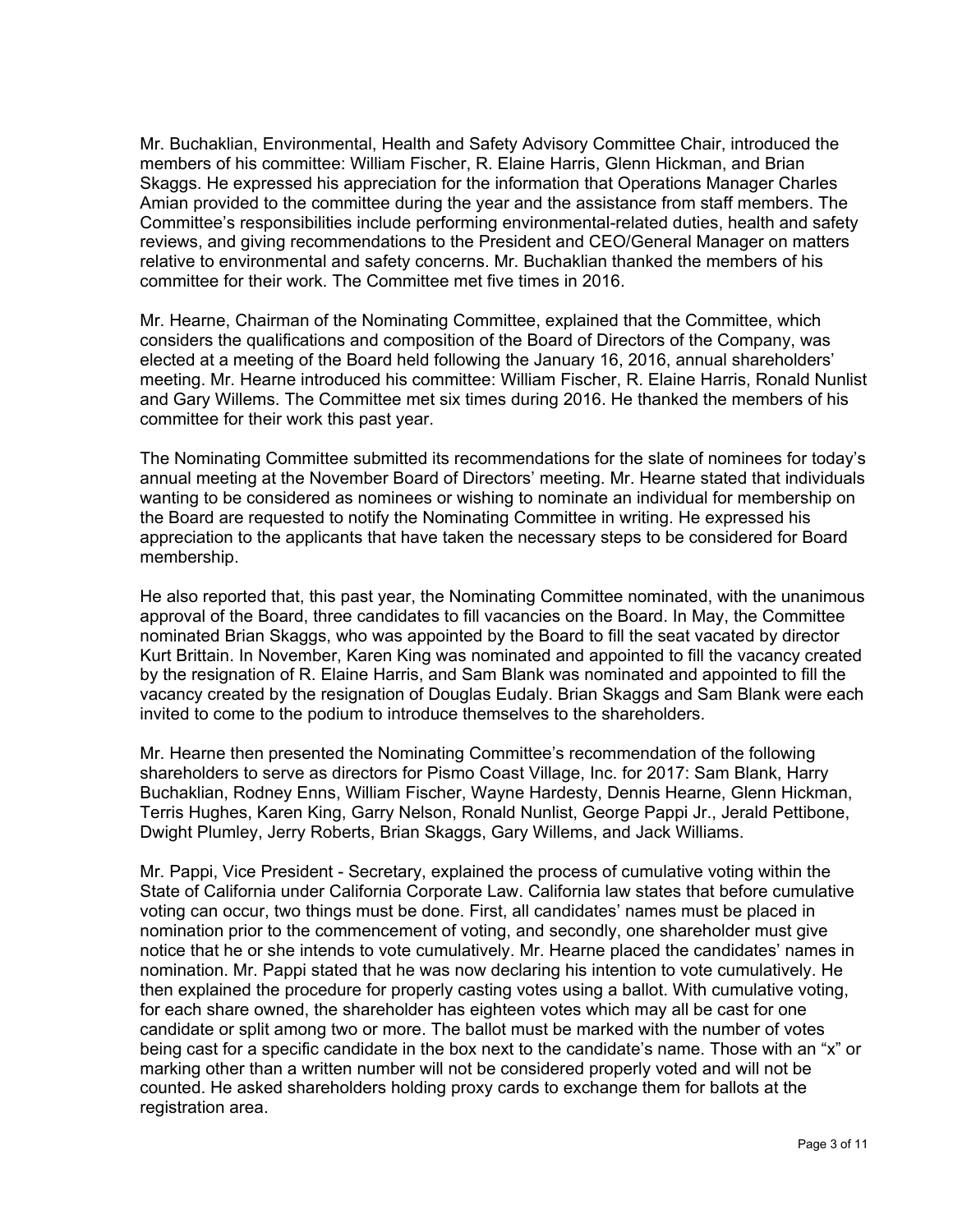Mr. Buchaklian, Environmental, Health and Safety Advisory Committee Chair, introduced the members of his committee: William Fischer, R. Elaine Harris, Glenn Hickman, and Brian Skaggs. He expressed his appreciation for the information that Operations Manager Charles Amian provided to the committee during the year and the assistance from staff members. The Committee's responsibilities include performing environmental-related duties, health and safety reviews, and giving recommendations to the President and CEO/General Manager on matters relative to environmental and safety concerns. Mr. Buchaklian thanked the members of his committee for their work. The Committee met five times in 2016.

Mr. Hearne, Chairman of the Nominating Committee, explained that the Committee, which considers the qualifications and composition of the Board of Directors of the Company, was elected at a meeting of the Board held following the January 16, 2016, annual shareholders' meeting. Mr. Hearne introduced his committee: William Fischer, R. Elaine Harris, Ronald Nunlist and Gary Willems. The Committee met six times during 2016. He thanked the members of his committee for their work this past year.

The Nominating Committee submitted its recommendations for the slate of nominees for today's annual meeting at the November Board of Directors' meeting. Mr. Hearne stated that individuals wanting to be considered as nominees or wishing to nominate an individual for membership on the Board are requested to notify the Nominating Committee in writing. He expressed his appreciation to the applicants that have taken the necessary steps to be considered for Board membership.

He also reported that, this past year, the Nominating Committee nominated, with the unanimous approval of the Board, three candidates to fill vacancies on the Board. In May, the Committee nominated Brian Skaggs, who was appointed by the Board to fill the seat vacated by director Kurt Brittain. In November, Karen King was nominated and appointed to fill the vacancy created by the resignation of R. Elaine Harris, and Sam Blank was nominated and appointed to fill the vacancy created by the resignation of Douglas Eudaly. Brian Skaggs and Sam Blank were each invited to come to the podium to introduce themselves to the shareholders.

Mr. Hearne then presented the Nominating Committee's recommendation of the following shareholders to serve as directors for Pismo Coast Village, Inc. for 2017: Sam Blank, Harry Buchaklian, Rodney Enns, William Fischer, Wayne Hardesty, Dennis Hearne, Glenn Hickman, Terris Hughes, Karen King, Garry Nelson, Ronald Nunlist, George Pappi Jr., Jerald Pettibone, Dwight Plumley, Jerry Roberts, Brian Skaggs, Gary Willems, and Jack Williams.

Mr. Pappi, Vice President - Secretary, explained the process of cumulative voting within the State of California under California Corporate Law. California law states that before cumulative voting can occur, two things must be done. First, all candidates' names must be placed in nomination prior to the commencement of voting, and secondly, one shareholder must give notice that he or she intends to vote cumulatively. Mr. Hearne placed the candidates' names in nomination. Mr. Pappi stated that he was now declaring his intention to vote cumulatively. He then explained the procedure for properly casting votes using a ballot. With cumulative voting, for each share owned, the shareholder has eighteen votes which may all be cast for one candidate or split among two or more. The ballot must be marked with the number of votes being cast for a specific candidate in the box next to the candidate's name. Those with an "x" or marking other than a written number will not be considered properly voted and will not be counted. He asked shareholders holding proxy cards to exchange them for ballots at the registration area.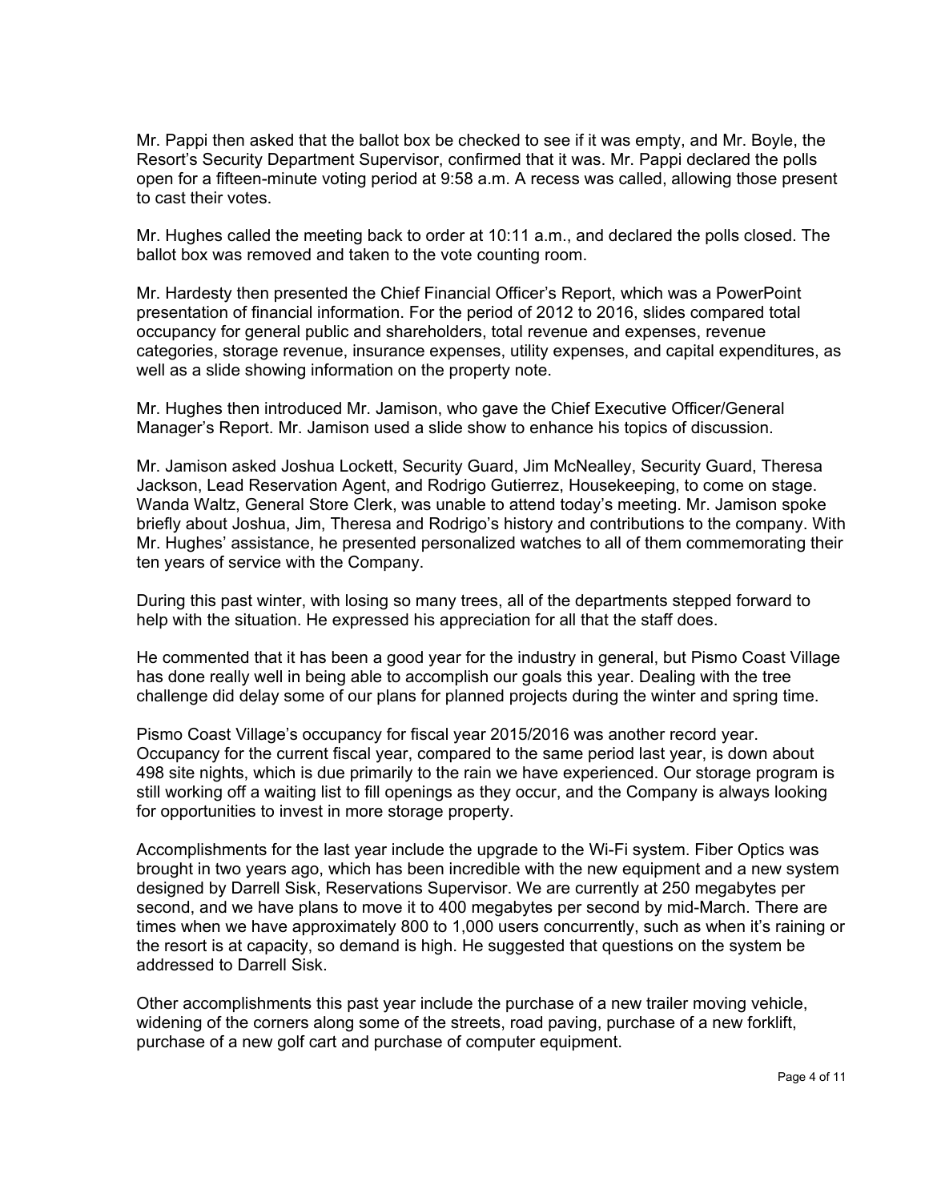Mr. Pappi then asked that the ballot box be checked to see if it was empty, and Mr. Boyle, the Resort's Security Department Supervisor, confirmed that it was. Mr. Pappi declared the polls open for a fifteen-minute voting period at 9:58 a.m. A recess was called, allowing those present to cast their votes.

Mr. Hughes called the meeting back to order at 10:11 a.m., and declared the polls closed. The ballot box was removed and taken to the vote counting room.

Mr. Hardesty then presented the Chief Financial Officer's Report, which was a PowerPoint presentation of financial information. For the period of 2012 to 2016, slides compared total occupancy for general public and shareholders, total revenue and expenses, revenue categories, storage revenue, insurance expenses, utility expenses, and capital expenditures, as well as a slide showing information on the property note.

Mr. Hughes then introduced Mr. Jamison, who gave the Chief Executive Officer/General Manager's Report. Mr. Jamison used a slide show to enhance his topics of discussion.

Mr. Jamison asked Joshua Lockett, Security Guard, Jim McNealley, Security Guard, Theresa Jackson, Lead Reservation Agent, and Rodrigo Gutierrez, Housekeeping, to come on stage. Wanda Waltz, General Store Clerk, was unable to attend today's meeting. Mr. Jamison spoke briefly about Joshua, Jim, Theresa and Rodrigo's history and contributions to the company. With Mr. Hughes' assistance, he presented personalized watches to all of them commemorating their ten years of service with the Company.

During this past winter, with losing so many trees, all of the departments stepped forward to help with the situation. He expressed his appreciation for all that the staff does.

He commented that it has been a good year for the industry in general, but Pismo Coast Village has done really well in being able to accomplish our goals this year. Dealing with the tree challenge did delay some of our plans for planned projects during the winter and spring time.

Pismo Coast Village's occupancy for fiscal year 2015/2016 was another record year. Occupancy for the current fiscal year, compared to the same period last year, is down about 498 site nights, which is due primarily to the rain we have experienced. Our storage program is still working off a waiting list to fill openings as they occur, and the Company is always looking for opportunities to invest in more storage property.

Accomplishments for the last year include the upgrade to the Wi-Fi system. Fiber Optics was brought in two years ago, which has been incredible with the new equipment and a new system designed by Darrell Sisk, Reservations Supervisor. We are currently at 250 megabytes per second, and we have plans to move it to 400 megabytes per second by mid-March. There are times when we have approximately 800 to 1,000 users concurrently, such as when it's raining or the resort is at capacity, so demand is high. He suggested that questions on the system be addressed to Darrell Sisk.

Other accomplishments this past year include the purchase of a new trailer moving vehicle, widening of the corners along some of the streets, road paving, purchase of a new forklift, purchase of a new golf cart and purchase of computer equipment.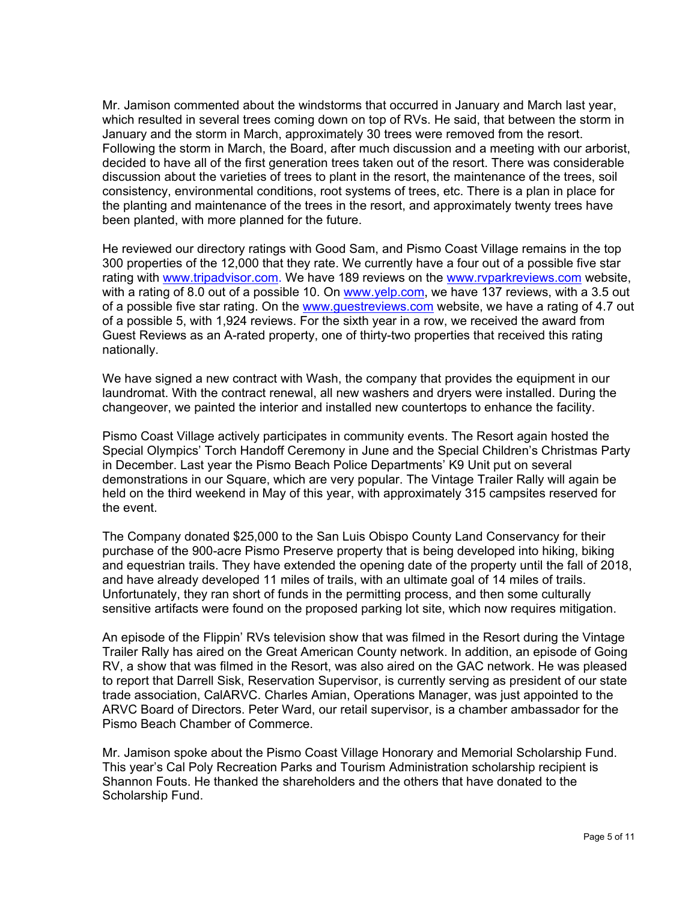Mr. Jamison commented about the windstorms that occurred in January and March last year, which resulted in several trees coming down on top of RVs. He said, that between the storm in January and the storm in March, approximately 30 trees were removed from the resort. Following the storm in March, the Board, after much discussion and a meeting with our arborist, decided to have all of the first generation trees taken out of the resort. There was considerable discussion about the varieties of trees to plant in the resort, the maintenance of the trees, soil consistency, environmental conditions, root systems of trees, etc. There is a plan in place for the planting and maintenance of the trees in the resort, and approximately twenty trees have been planted, with more planned for the future.

He reviewed our directory ratings with Good Sam, and Pismo Coast Village remains in the top 300 properties of the 12,000 that they rate. We currently have a four out of a possible five star rating with [www.tripadvisor.com](http://www.tripadvisor.com). We have 189 reviews on the [www.rvparkreviews.com](http://www.rvparkreviews.com) website, with a rating of 8.0 out of a possible 10. On [www.yelp.com](http://www.yelp.com), we have 137 reviews, with a 3.5 out of a possible five star rating. On the [www.guestreviews.com](http://www.guestreviews.com) website, we have a rating of 4.7 out of a possible 5, with 1,924 reviews. For the sixth year in a row, we received the award from Guest Reviews as an A-rated property, one of thirty-two properties that received this rating nationally.

We have signed a new contract with Wash, the company that provides the equipment in our laundromat. With the contract renewal, all new washers and dryers were installed. During the changeover, we painted the interior and installed new countertops to enhance the facility.

Pismo Coast Village actively participates in community events. The Resort again hosted the Special Olympics' Torch Handoff Ceremony in June and the Special Children's Christmas Party in December. Last year the Pismo Beach Police Departments' K9 Unit put on several demonstrations in our Square, which are very popular. The Vintage Trailer Rally will again be held on the third weekend in May of this year, with approximately 315 campsites reserved for the event.

The Company donated $25,000 to the San Luis Obispo County Land Conservancy for their purchase of the 900-acre Pismo Preserve property that is being developed into hiking, biking and equestrian trails. They have extended the opening date of the property until the fall of 2018, and have already developed 11 miles of trails, with an ultimate goal of 14 miles of trails. Unfortunately, they ran short of funds in the permitting process, and then some culturally sensitive artifacts were found on the proposed parking lot site, which now requires mitigation.

An episode of the Flippin' RVs television show that was filmed in the Resort during the Vintage Trailer Rally has aired on the Great American County network. In addition, an episode of Going RV, a show that was filmed in the Resort, was also aired on the GAC network. He was pleased to report that Darrell Sisk, Reservation Supervisor, is currently serving as president of our state trade association, CalARVC. Charles Amian, Operations Manager, was just appointed to the ARVC Board of Directors. Peter Ward, our retail supervisor, is a chamber ambassador for the Pismo Beach Chamber of Commerce.

Mr. Jamison spoke about the Pismo Coast Village Honorary and Memorial Scholarship Fund. This year's Cal Poly Recreation Parks and Tourism Administration scholarship recipient is Shannon Fouts. He thanked the shareholders and the others that have donated to the Scholarship Fund.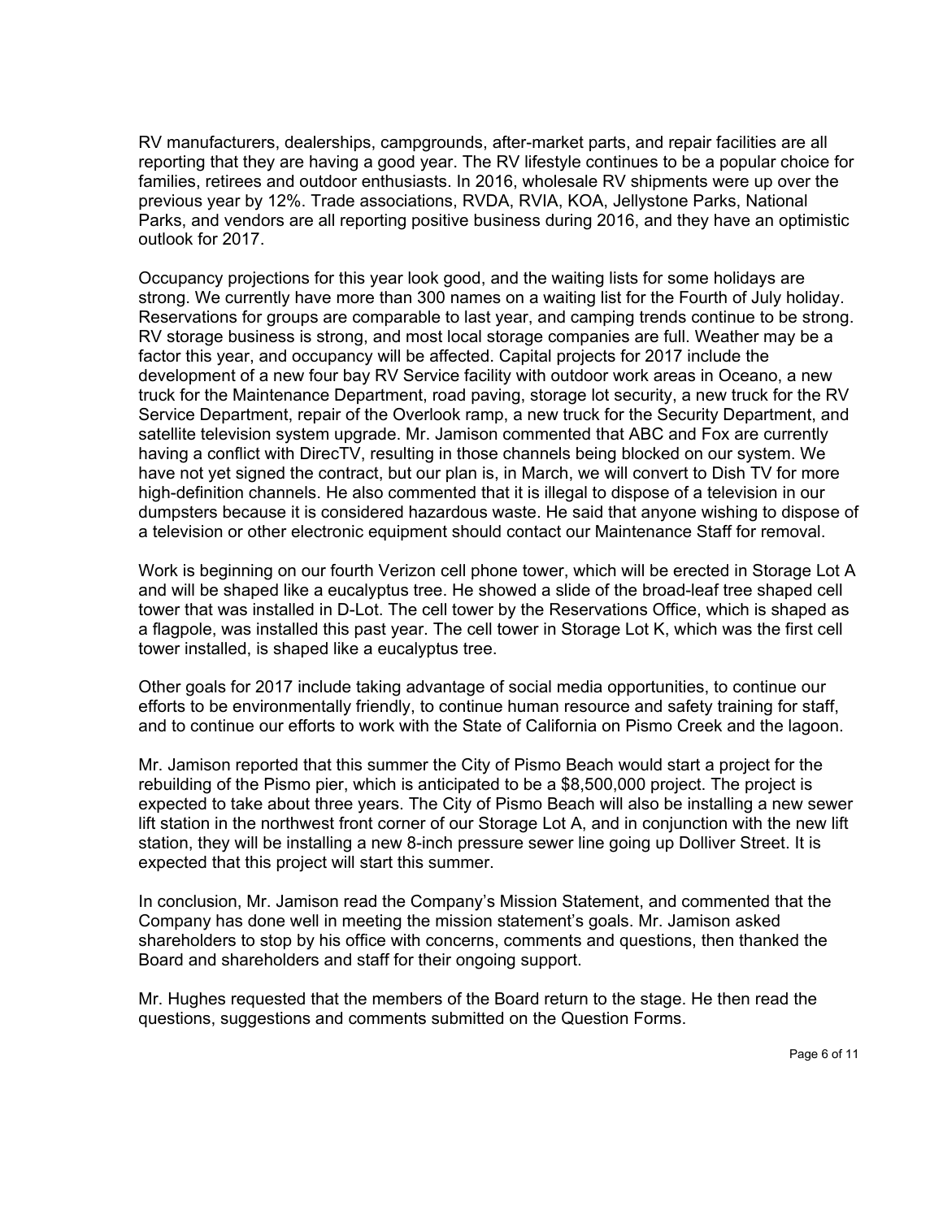RV manufacturers, dealerships, campgrounds, after-market parts, and repair facilities are all reporting that they are having a good year. The RV lifestyle continues to be a popular choice for families, retirees and outdoor enthusiasts. In 2016, wholesale RV shipments were up over the previous year by 12%. Trade associations, RVDA, RVIA, KOA, Jellystone Parks, National Parks, and vendors are all reporting positive business during 2016, and they have an optimistic outlook for 2017.

Occupancy projections for this year look good, and the waiting lists for some holidays are strong. We currently have more than 300 names on a waiting list for the Fourth of July holiday. Reservations for groups are comparable to last year, and camping trends continue to be strong. RV storage business is strong, and most local storage companies are full. Weather may be a factor this year, and occupancy will be affected. Capital projects for 2017 include the development of a new four bay RV Service facility with outdoor work areas in Oceano, a new truck for the Maintenance Department, road paving, storage lot security, a new truck for the RV Service Department, repair of the Overlook ramp, a new truck for the Security Department, and satellite television system upgrade. Mr. Jamison commented that ABC and Fox are currently having a conflict with DirecTV, resulting in those channels being blocked on our system. We have not yet signed the contract, but our plan is, in March, we will convert to Dish TV for more high-definition channels. He also commented that it is illegal to dispose of a television in our dumpsters because it is considered hazardous waste. He said that anyone wishing to dispose of a television or other electronic equipment should contact our Maintenance Staff for removal.

Work is beginning on our fourth Verizon cell phone tower, which will be erected in Storage Lot A and will be shaped like a eucalyptus tree. He showed a slide of the broad-leaf tree shaped cell tower that was installed in D-Lot. The cell tower by the Reservations Office, which is shaped as a flagpole, was installed this past year. The cell tower in Storage Lot K, which was the first cell tower installed, is shaped like a eucalyptus tree.

Other goals for 2017 include taking advantage of social media opportunities, to continue our efforts to be environmentally friendly, to continue human resource and safety training for staff, and to continue our efforts to work with the State of California on Pismo Creek and the lagoon.

Mr. Jamison reported that this summer the City of Pismo Beach would start a project for the rebuilding of the Pismo pier, which is anticipated to be a $8,500,000 project. The project is expected to take about three years. The City of Pismo Beach will also be installing a new sewer lift station in the northwest front corner of our Storage Lot A, and in conjunction with the new lift station, they will be installing a new 8-inch pressure sewer line going up Dolliver Street. It is expected that this project will start this summer.

In conclusion, Mr. Jamison read the Company's Mission Statement, and commented that the Company has done well in meeting the mission statement's goals. Mr. Jamison asked shareholders to stop by his office with concerns, comments and questions, then thanked the Board and shareholders and staff for their ongoing support.

Mr. Hughes requested that the members of the Board return to the stage. He then read the questions, suggestions and comments submitted on the Question Forms.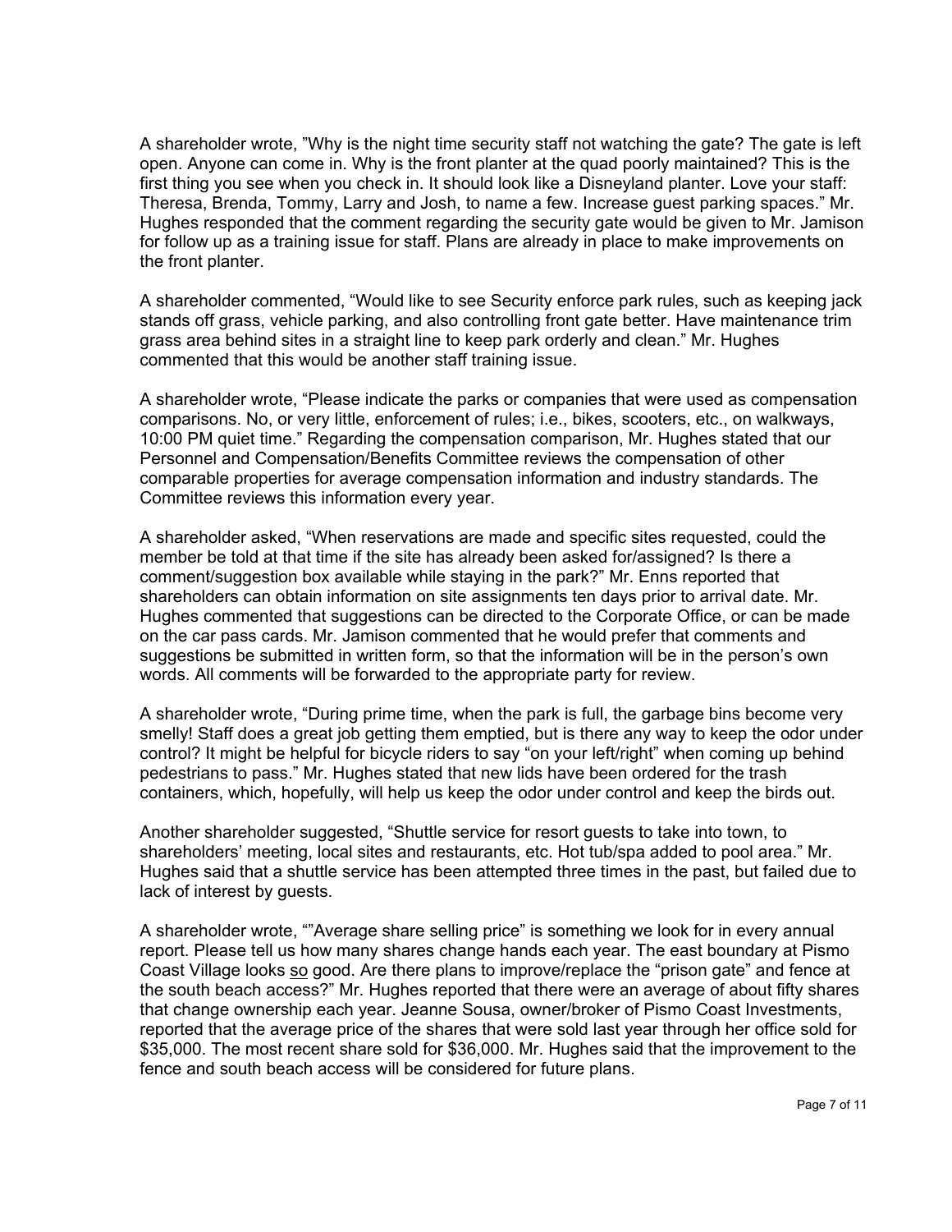A shareholder wrote, "Why is the night time security staff not watching the gate? The gate is left open. Anyone can come in. Why is the front planter at the quad poorly maintained? This is the first thing you see when you check in. It should look like a Disneyland planter. Love your staff: Theresa, Brenda, Tommy, Larry and Josh, to name a few. Increase guest parking spaces." Mr. Hughes responded that the comment regarding the security gate would be given to Mr. Jamison for follow up as a training issue for staff. Plans are already in place to make improvements on the front planter.

A shareholder commented, "Would like to see Security enforce park rules, such as keeping jack stands off grass, vehicle parking, and also controlling front gate better. Have maintenance trim grass area behind sites in a straight line to keep park orderly and clean." Mr. Hughes commented that this would be another staff training issue.

A shareholder wrote, "Please indicate the parks or companies that were used as compensation comparisons. No, or very little, enforcement of rules; i.e., bikes, scooters, etc., on walkways, 10:00 PM quiet time." Regarding the compensation comparison, Mr. Hughes stated that our Personnel and Compensation/Benefits Committee reviews the compensation of other comparable properties for average compensation information and industry standards. The Committee reviews this information every year.

A shareholder asked, "When reservations are made and specific sites requested, could the member be told at that time if the site has already been asked for/assigned? Is there a comment/suggestion box available while staying in the park?" Mr. Enns reported that shareholders can obtain information on site assignments ten days prior to arrival date. Mr. Hughes commented that suggestions can be directed to the Corporate Office, or can be made on the car pass cards. Mr. Jamison commented that he would prefer that comments and suggestions be submitted in written form, so that the information will be in the person's own words. All comments will be forwarded to the appropriate party for review.

A shareholder wrote, "During prime time, when the park is full, the garbage bins become very smelly! Staff does a great job getting them emptied, but is there any way to keep the odor under control? It might be helpful for bicycle riders to say "on your left/right" when coming up behind pedestrians to pass." Mr. Hughes stated that new lids have been ordered for the trash containers, which, hopefully, will help us keep the odor under control and keep the birds out.

Another shareholder suggested, "Shuttle service for resort guests to take into town, to shareholders' meeting, local sites and restaurants, etc. Hot tub/spa added to pool area." Mr. Hughes said that a shuttle service has been attempted three times in the past, but failed due to lack of interest by guests.

A shareholder wrote, ""Average share selling price" is something we look for in every annual report. Please tell us how many shares change hands each year. The east boundary at Pismo Coast Village looks <u>so</u> good. Are there plans to improve/replace the "prison gate" and fence at the south beach access?" Mr. Hughes reported that there were an average of about fifty shares that change ownership each year. Jeanne Sousa, owner/broker of Pismo Coast Investments, reported that the average price of the shares that were sold last year through her office sold for $35,000. The most recent share sold for $36,000. Mr. Hughes said that the improvement to the fence and south beach access will be considered for future plans.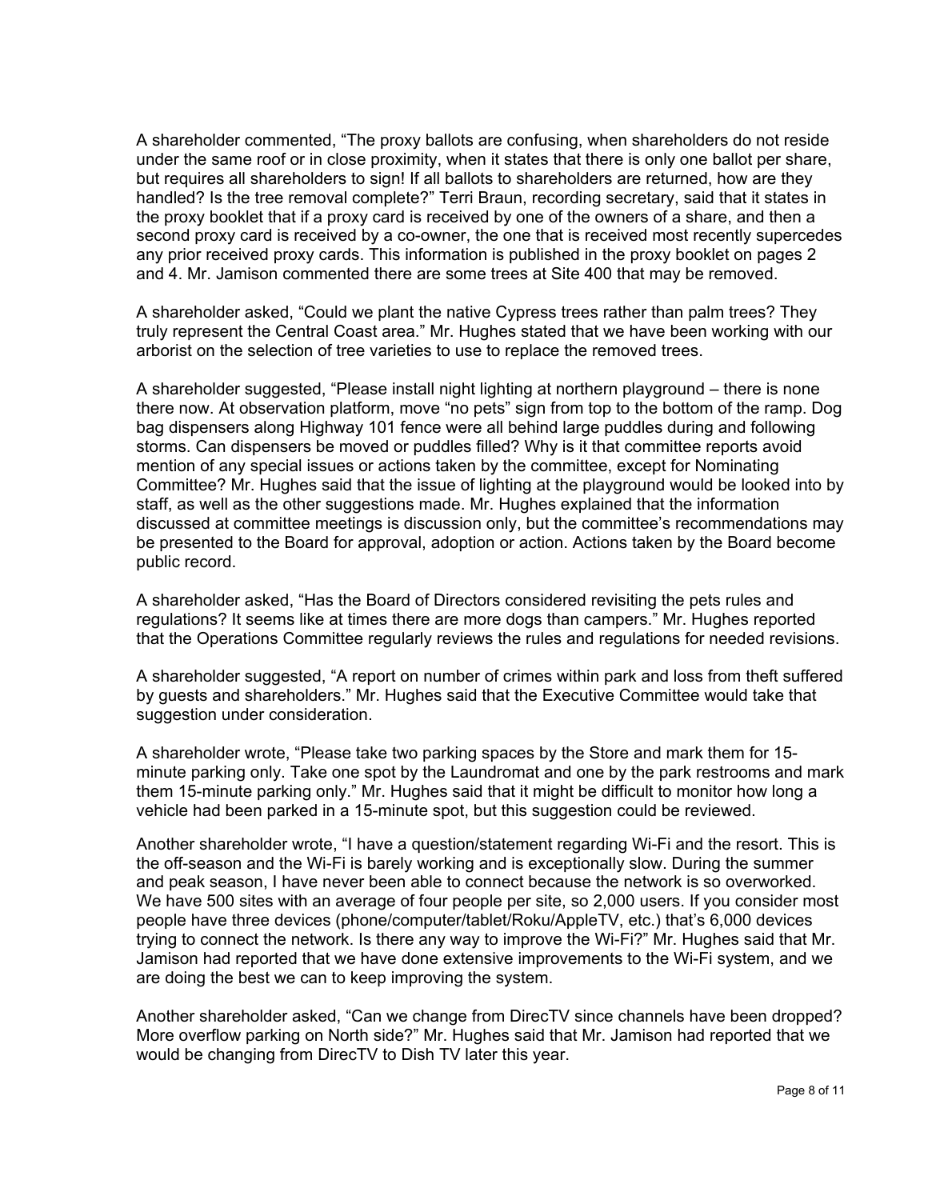A shareholder commented, "The proxy ballots are confusing, when shareholders do not reside under the same roof or in close proximity, when it states that there is only one ballot per share, but requires all shareholders to sign! If all ballots to shareholders are returned, how are they handled? Is the tree removal complete?" Terri Braun, recording secretary, said that it states in the proxy booklet that if a proxy card is received by one of the owners of a share, and then a second proxy card is received by a co-owner, the one that is received most recently supercedes any prior received proxy cards. This information is published in the proxy booklet on pages 2 and 4. Mr. Jamison commented there are some trees at Site 400 that may be removed.

A shareholder asked, "Could we plant the native Cypress trees rather than palm trees? They truly represent the Central Coast area." Mr. Hughes stated that we have been working with our arborist on the selection of tree varieties to use to replace the removed trees.

A shareholder suggested, "Please install night lighting at northern playground – there is none there now. At observation platform, move "no pets" sign from top to the bottom of the ramp. Dog bag dispensers along Highway 101 fence were all behind large puddles during and following storms. Can dispensers be moved or puddles filled? Why is it that committee reports avoid mention of any special issues or actions taken by the committee, except for Nominating Committee? Mr. Hughes said that the issue of lighting at the playground would be looked into by staff, as well as the other suggestions made. Mr. Hughes explained that the information discussed at committee meetings is discussion only, but the committee's recommendations may be presented to the Board for approval, adoption or action. Actions taken by the Board become public record.

A shareholder asked, "Has the Board of Directors considered revisiting the pets rules and regulations? It seems like at times there are more dogs than campers." Mr. Hughes reported that the Operations Committee regularly reviews the rules and regulations for needed revisions.

A shareholder suggested, "A report on number of crimes within park and loss from theft suffered by guests and shareholders." Mr. Hughes said that the Executive Committee would take that suggestion under consideration.

A shareholder wrote, "Please take two parking spaces by the Store and mark them for 15-minute parking only. Take one spot by the Laundromat and one by the park restrooms and mark them 15-minute parking only." Mr. Hughes said that it might be difficult to monitor how long a vehicle had been parked in a 15-minute spot, but this suggestion could be reviewed.

Another shareholder wrote, "I have a question/statement regarding Wi-Fi and the resort. This is the off-season and the Wi-Fi is barely working and is exceptionally slow. During the summer and peak season, I have never been able to connect because the network is so overworked. We have 500 sites with an average of four people per site, so 2,000 users. If you consider most people have three devices (phone/computer/tablet/Roku/AppleTV, etc.) that's 6,000 devices trying to connect the network. Is there any way to improve the Wi-Fi?" Mr. Hughes said that Mr. Jamison had reported that we have done extensive improvements to the Wi-Fi system, and we are doing the best we can to keep improving the system.

Another shareholder asked, "Can we change from DirecTV since channels have been dropped? More overflow parking on North side?" Mr. Hughes said that Mr. Jamison had reported that we would be changing from DirecTV to Dish TV later this year.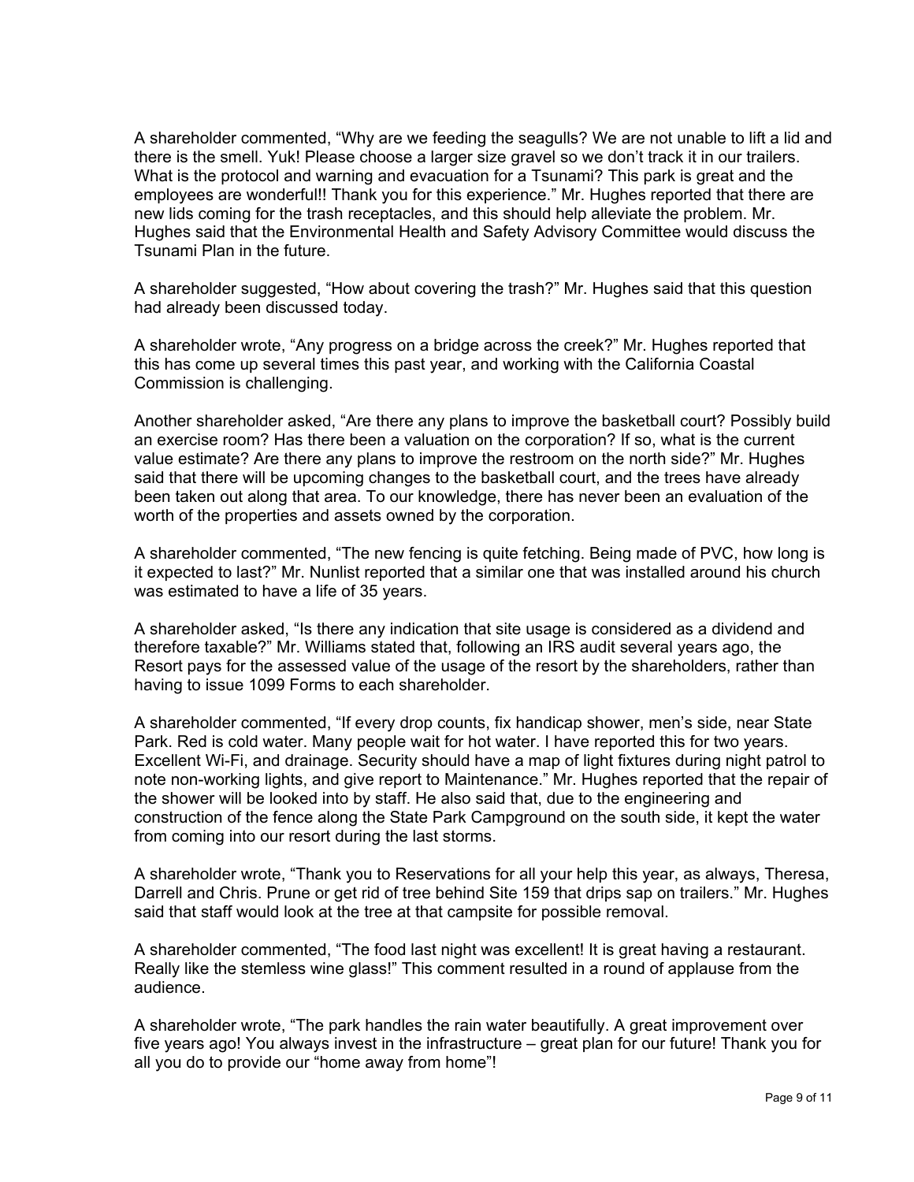A shareholder commented, "Why are we feeding the seagulls? We are not unable to lift a lid and there is the smell. Yuk! Please choose a larger size gravel so we don't track it in our trailers. What is the protocol and warning and evacuation for a Tsunami? This park is great and the employees are wonderful!! Thank you for this experience." Mr. Hughes reported that there are new lids coming for the trash receptacles, and this should help alleviate the problem. Mr. Hughes said that the Environmental Health and Safety Advisory Committee would discuss the Tsunami Plan in the future.

A shareholder suggested, "How about covering the trash?" Mr. Hughes said that this question had already been discussed today.

A shareholder wrote, "Any progress on a bridge across the creek?" Mr. Hughes reported that this has come up several times this past year, and working with the California Coastal Commission is challenging.

Another shareholder asked, "Are there any plans to improve the basketball court? Possibly build an exercise room? Has there been a valuation on the corporation? If so, what is the current value estimate? Are there any plans to improve the restroom on the north side?" Mr. Hughes said that there will be upcoming changes to the basketball court, and the trees have already been taken out along that area. To our knowledge, there has never been an evaluation of the worth of the properties and assets owned by the corporation.

A shareholder commented, "The new fencing is quite fetching. Being made of PVC, how long is it expected to last?" Mr. Nunlist reported that a similar one that was installed around his church was estimated to have a life of 35 years.

A shareholder asked, "Is there any indication that site usage is considered as a dividend and therefore taxable?" Mr. Williams stated that, following an IRS audit several years ago, the Resort pays for the assessed value of the usage of the resort by the shareholders, rather than having to issue 1099 Forms to each shareholder.

A shareholder commented, "If every drop counts, fix handicap shower, men's side, near State Park. Red is cold water. Many people wait for hot water. I have reported this for two years. Excellent Wi-Fi, and drainage. Security should have a map of light fixtures during night patrol to note non-working lights, and give report to Maintenance." Mr. Hughes reported that the repair of the shower will be looked into by staff. He also said that, due to the engineering and construction of the fence along the State Park Campground on the south side, it kept the water from coming into our resort during the last storms.

A shareholder wrote, "Thank you to Reservations for all your help this year, as always, Theresa, Darrell and Chris. Prune or get rid of tree behind Site 159 that drips sap on trailers." Mr. Hughes said that staff would look at the tree at that campsite for possible removal.

A shareholder commented, "The food last night was excellent! It is great having a restaurant. Really like the stemless wine glass!" This comment resulted in a round of applause from the audience.

A shareholder wrote, "The park handles the rain water beautifully. A great improvement over five years ago! You always invest in the infrastructure – great plan for our future! Thank you for all you do to provide our "home away from home"!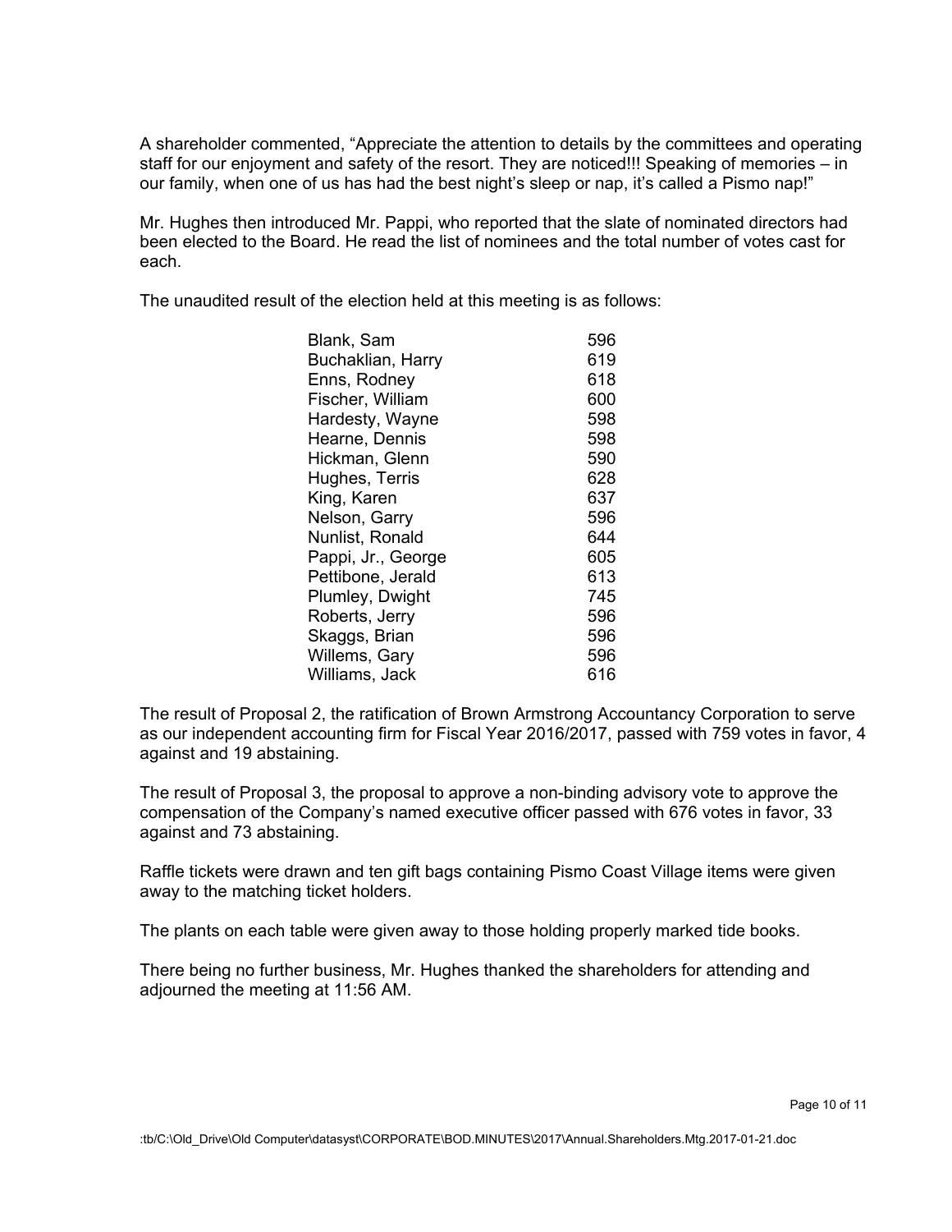A shareholder commented, "Appreciate the attention to details by the committees and operating staff for our enjoyment and safety of the resort. They are noticed!!! Speaking of memories – in our family, when one of us has had the best night's sleep or nap, it's called a Pismo nap!"

Mr. Hughes then introduced Mr. Pappi, who reported that the slate of nominated directors had been elected to the Board. He read the list of nominees and the total number of votes cast for each.

The unaudited result of the election held at this meeting is as follows:

| | |
|---|---|
| Blank, Sam | 596 |
| Buchaklian, Harry | 619 |
| Enns, Rodney | 618 |
| Fischer, William | 600 |
| Hardesty, Wayne | 598 |
| Hearne, Dennis | 598 |
| Hickman, Glenn | 590 |
| Hughes, Terris | 628 |
| King, Karen | 637 |
| Nelson, Garry | 596 |
| Nunlist, Ronald | 644 |
| Pappi, Jr., George | 605 |
| Pettibone, Jerald | 613 |
| Plumley, Dwight | 745 |
| Roberts, Jerry | 596 |
| Skaggs, Brian | 596 |
| Willems, Gary | 596 |
| Williams, Jack | 616 |

The result of Proposal 2, the ratification of Brown Armstrong Accountancy Corporation to serve as our independent accounting firm for Fiscal Year 2016/2017, passed with 759 votes in favor, 4 against and 19 abstaining.

The result of Proposal 3, the proposal to approve a non-binding advisory vote to approve the compensation of the Company's named executive officer passed with 676 votes in favor, 33 against and 73 abstaining.

Raffle tickets were drawn and ten gift bags containing Pismo Coast Village items were given away to the matching ticket holders.

The plants on each table were given away to those holding properly marked tide books.

There being no further business, Mr. Hughes thanked the shareholders for attending and adjourned the meeting at 11:56 AM.

:tb/C:\Old_Drive\Old Computer\datasyst\CORPORATE\BOD.MINUTES\2017\Annual.Shareholders.Mtg.2017-01-21.doc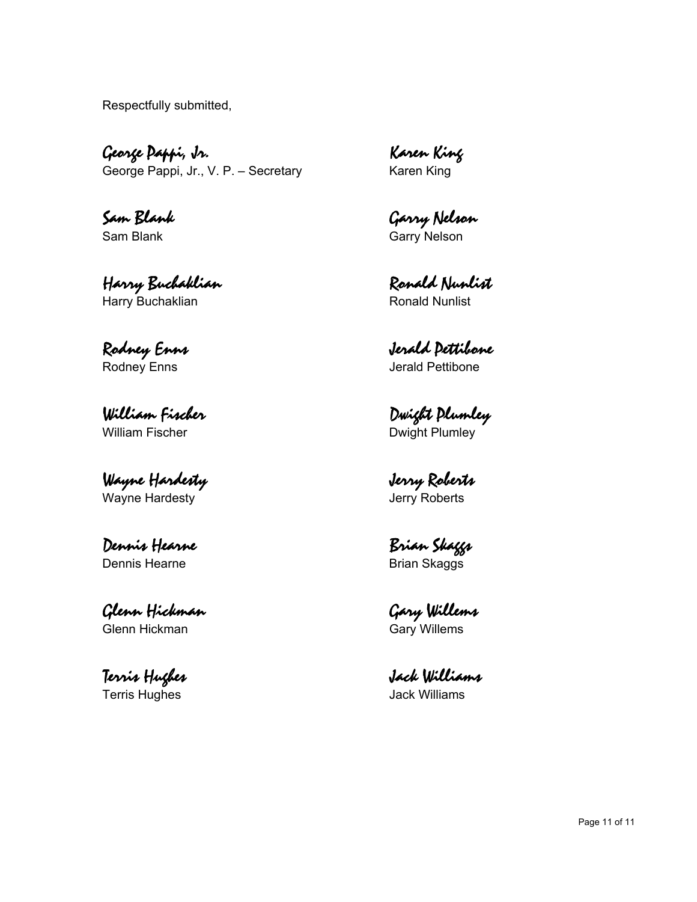Respectfully submitted,

*George Pappi, Jr.*
George Pappi, Jr., V. P. – Secretary

*Sam Blank*
Sam Blank

*Harry Buchaklian*
Harry Buchaklian

*Rodney Enns*
Rodney Enns

*William Fischer*
William Fischer

*Wayne Hardesty*
Wayne Hardesty

*Dennis Hearne*
Dennis Hearne

*Glenn Hickman*
Glenn Hickman

*Terris Hughes*
Terris Hughes

*Karen King*
Karen King

*Garry Nelson*
Garry Nelson

*Ronald Nunlist*
Ronald Nunlist

*Jerald Pettibone*
Jerald Pettibone

*Dwight Plumley*
Dwight Plumley

*Jerry Roberts*
Jerry Roberts

*Brian Skaggs*
Brian Skaggs

*Gary Willems*
Gary Willems

*Jack Williams*
Jack Williams